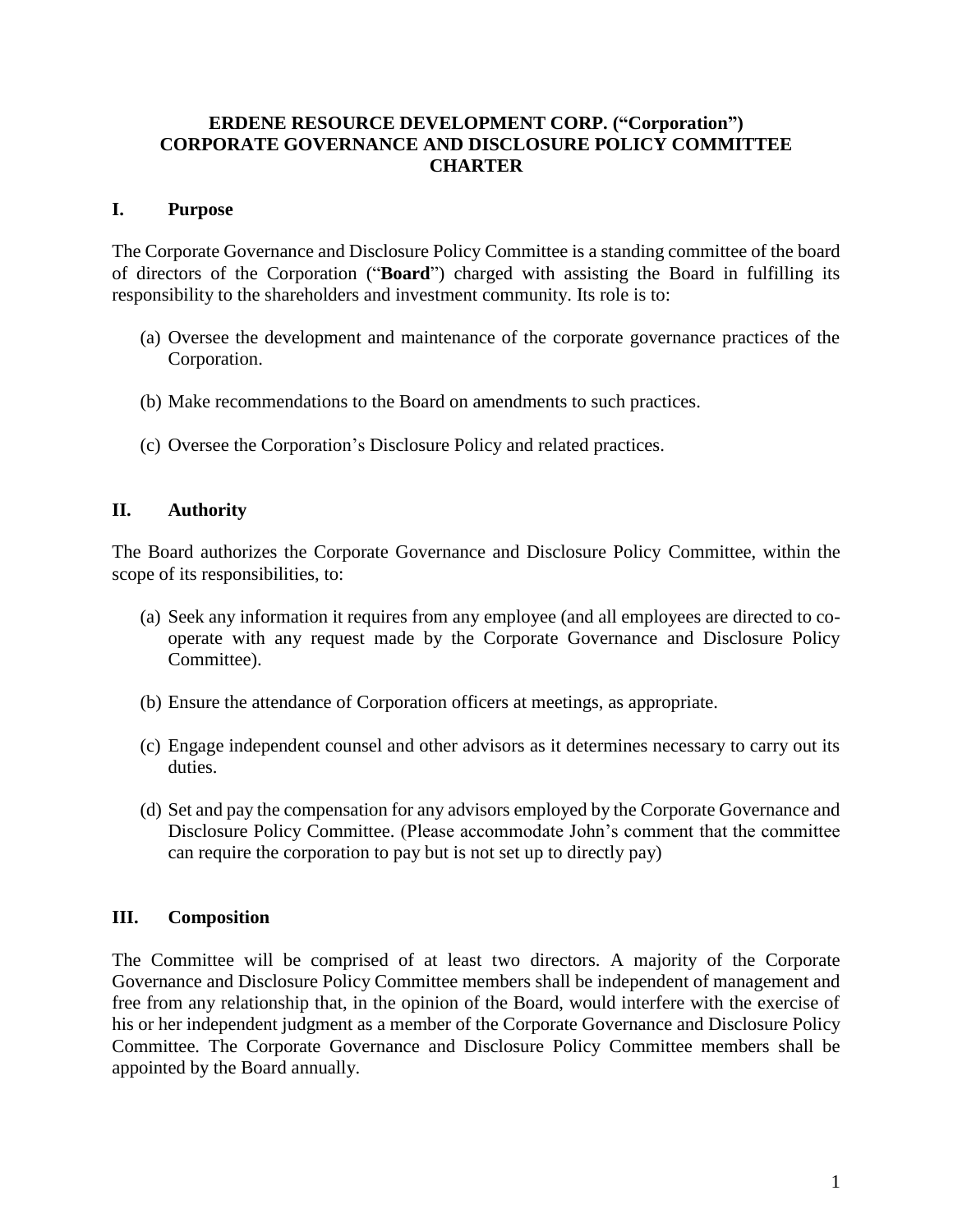# ERDENE RESOURCE DEVELOPMENT CORP. ("Corporation") CORPORATE GOVERNANCE AND DISCLOSURE POLICY COMMITTEE CHARTER

## I. Purpose

The Corporate Governance and Disclosure Policy Committee is a standing committee of the board of directors of the Corporation ("**Board**") charged with assisting the Board in fulfilling its responsibility to the shareholders and investment community. Its role is to:

(a) Oversee the development and maintenance of the corporate governance practices of the Corporation.

(b) Make recommendations to the Board on amendments to such practices.

(c) Oversee the Corporation's Disclosure Policy and related practices.

## II. Authority

The Board authorizes the Corporate Governance and Disclosure Policy Committee, within the scope of its responsibilities, to:

(a) Seek any information it requires from any employee (and all employees are directed to co-operate with any request made by the Corporate Governance and Disclosure Policy Committee).

(b) Ensure the attendance of Corporation officers at meetings, as appropriate.

(c) Engage independent counsel and other advisors as it determines necessary to carry out its duties.

(d) Set and pay the compensation for any advisors employed by the Corporate Governance and Disclosure Policy Committee. (Please accommodate John's comment that the committee can require the corporation to pay but is not set up to directly pay)

## III. Composition

The Committee will be comprised of at least two directors. A majority of the Corporate Governance and Disclosure Policy Committee members shall be independent of management and free from any relationship that, in the opinion of the Board, would interfere with the exercise of his or her independent judgment as a member of the Corporate Governance and Disclosure Policy Committee. The Corporate Governance and Disclosure Policy Committee members shall be appointed by the Board annually.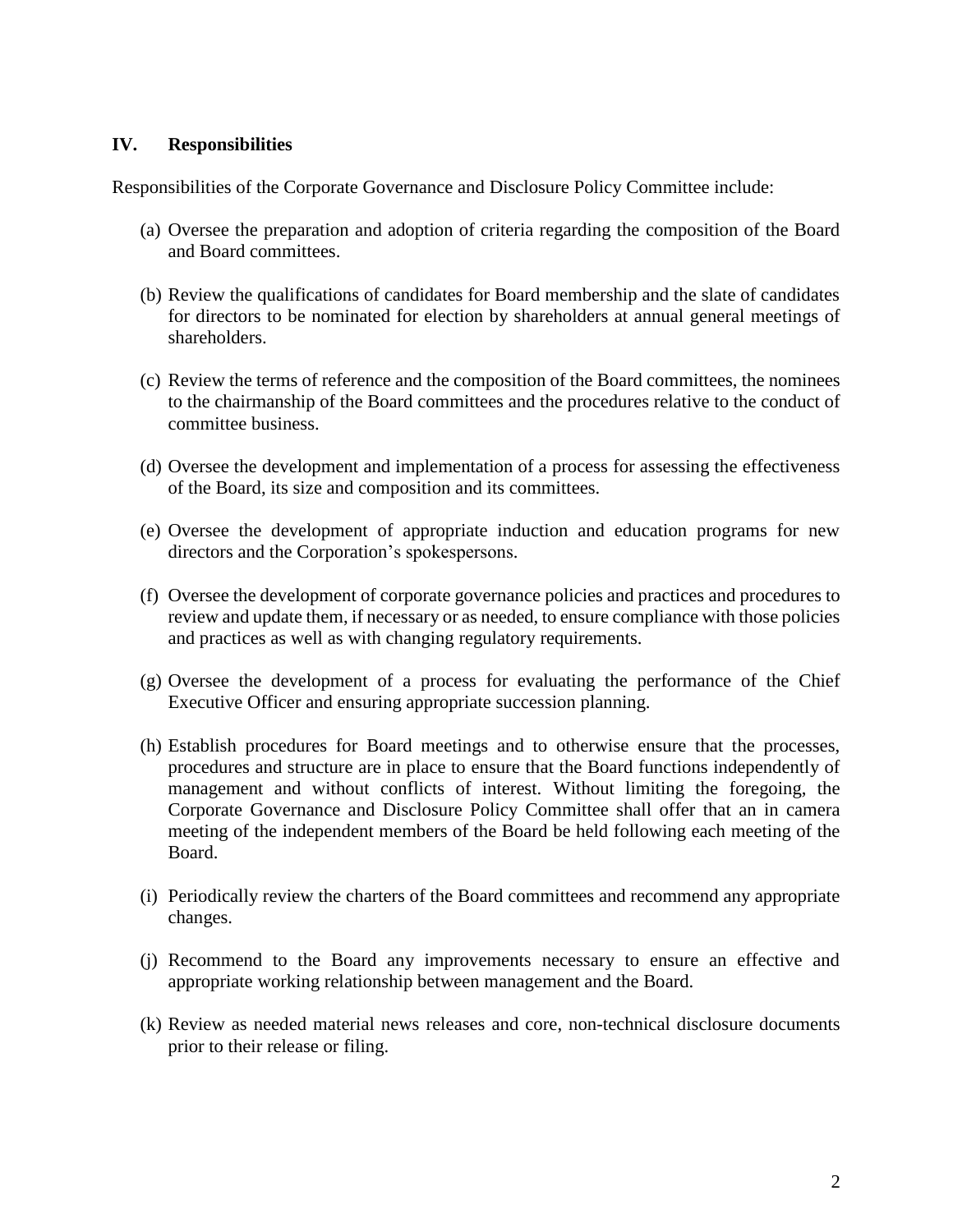## IV. Responsibilities

Responsibilities of the Corporate Governance and Disclosure Policy Committee include:

(a) Oversee the preparation and adoption of criteria regarding the composition of the Board and Board committees.

(b) Review the qualifications of candidates for Board membership and the slate of candidates for directors to be nominated for election by shareholders at annual general meetings of shareholders.

(c) Review the terms of reference and the composition of the Board committees, the nominees to the chairmanship of the Board committees and the procedures relative to the conduct of committee business.

(d) Oversee the development and implementation of a process for assessing the effectiveness of the Board, its size and composition and its committees.

(e) Oversee the development of appropriate induction and education programs for new directors and the Corporation's spokespersons.

(f) Oversee the development of corporate governance policies and practices and procedures to review and update them, if necessary or as needed, to ensure compliance with those policies and practices as well as with changing regulatory requirements.

(g) Oversee the development of a process for evaluating the performance of the Chief Executive Officer and ensuring appropriate succession planning.

(h) Establish procedures for Board meetings and to otherwise ensure that the processes, procedures and structure are in place to ensure that the Board functions independently of management and without conflicts of interest. Without limiting the foregoing, the Corporate Governance and Disclosure Policy Committee shall offer that an in camera meeting of the independent members of the Board be held following each meeting of the Board.

(i) Periodically review the charters of the Board committees and recommend any appropriate changes.

(j) Recommend to the Board any improvements necessary to ensure an effective and appropriate working relationship between management and the Board.

(k) Review as needed material news releases and core, non-technical disclosure documents prior to their release or filing.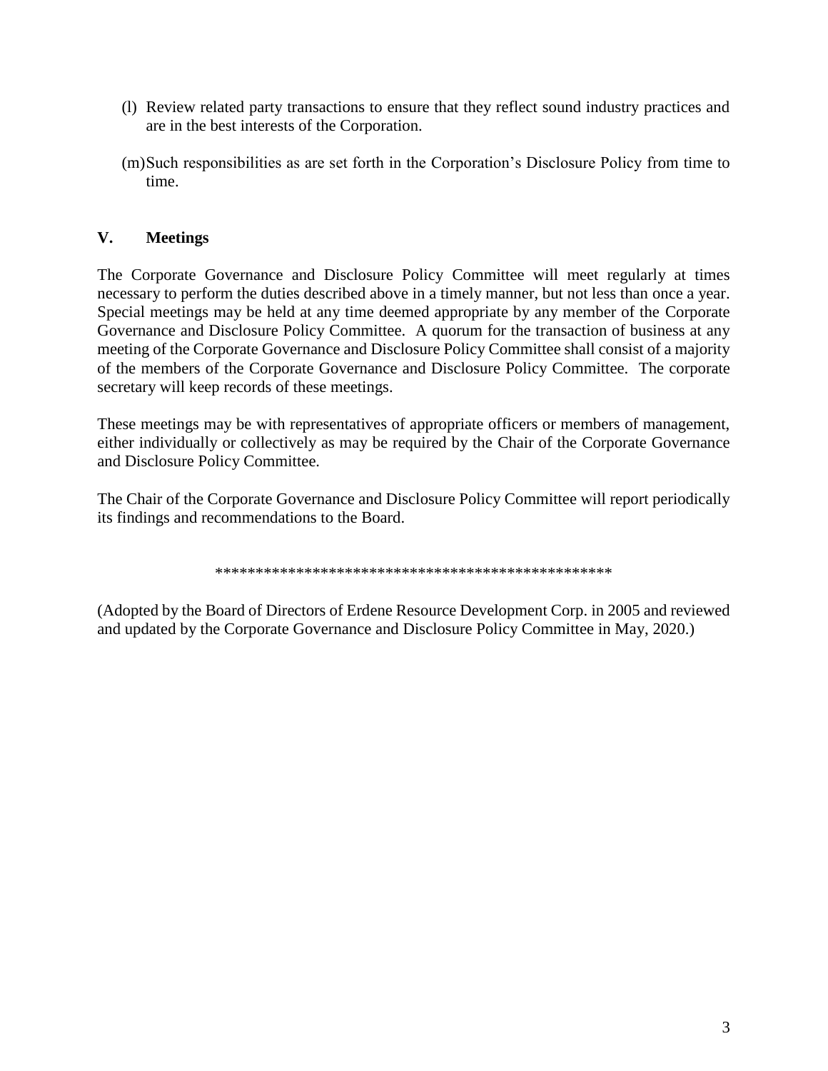(l) Review related party transactions to ensure that they reflect sound industry practices and are in the best interests of the Corporation.

(m) Such responsibilities as are set forth in the Corporation's Disclosure Policy from time to time.

## V. Meetings

The Corporate Governance and Disclosure Policy Committee will meet regularly at times necessary to perform the duties described above in a timely manner, but not less than once a year. Special meetings may be held at any time deemed appropriate by any member of the Corporate Governance and Disclosure Policy Committee. A quorum for the transaction of business at any meeting of the Corporate Governance and Disclosure Policy Committee shall consist of a majority of the members of the Corporate Governance and Disclosure Policy Committee. The corporate secretary will keep records of these meetings.

These meetings may be with representatives of appropriate officers or members of management, either individually or collectively as may be required by the Chair of the Corporate Governance and Disclosure Policy Committee.

The Chair of the Corporate Governance and Disclosure Policy Committee will report periodically its findings and recommendations to the Board.

**************************************************

(Adopted by the Board of Directors of Erdene Resource Development Corp. in 2005 and reviewed and updated by the Corporate Governance and Disclosure Policy Committee in May, 2020.)